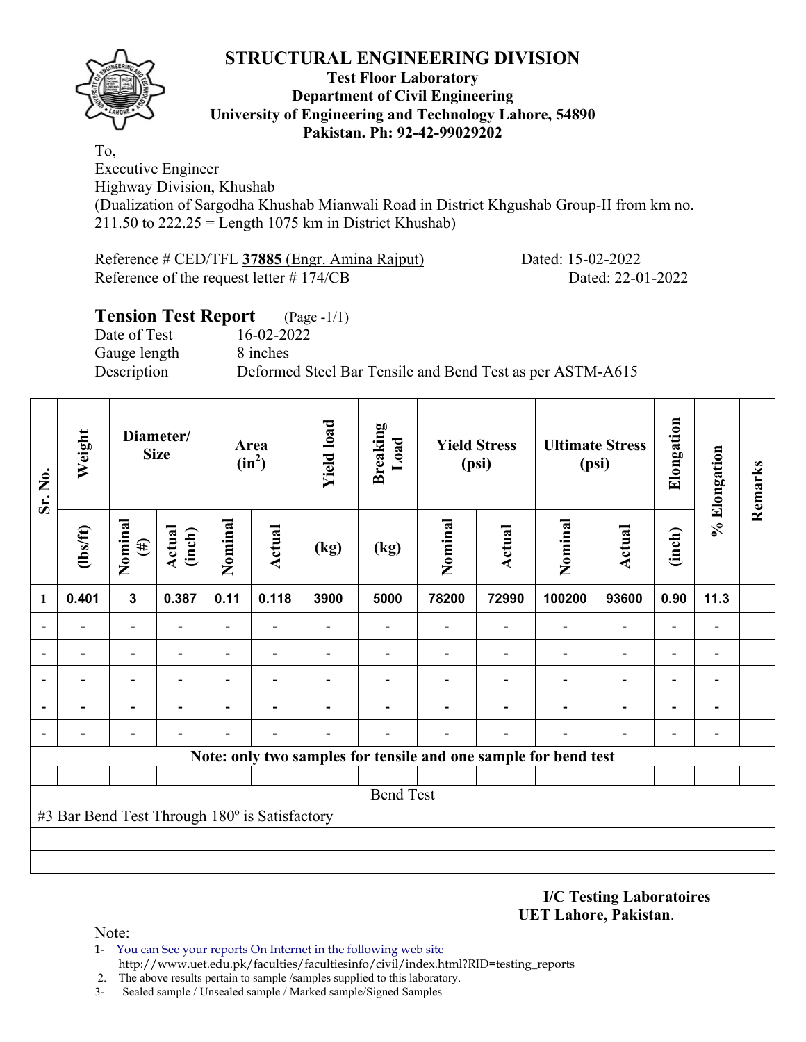# STRUCTURAL ENGINEERING DIVISION

**Test Floor Laboratory**
**Department of Civil Engineering**
**University of Engineering and Technology Lahore, 54890**
**Pakistan. Ph: 92-42-99029202**

To,
Executive Engineer
Highway Division, Khushab
(Dualization of Sargodha Khushab Mianwali Road in District Khgushab Group-II from km no. 211.50 to 222.25 = Length 1075 km in District Khushab)

Reference # CED/TFL **37885** (Engr. Amina Rajput) Dated: 15-02-2022
Reference of the request letter # 174/CB Dated: 22-01-2022

## Tension Test Report (Page -1/1)

Date of Test 16-02-2022
Gauge length 8 inches
Description Deformed Steel Bar Tensile and Bend Test as per ASTM-A615

| Sr. No. | Weight | Diameter/ Size | | Area ($in^2$) | | Yield load | Breaking Load | Yield Stress (psi) | | Ultimate Stress (psi) | | Elongation | % Elongation | Remarks |
|---|---|---|---|---|---|---|---|---|---|---|---|---|---|---|
| | (lbs/ft) | Nominal (#) | Actual (inch) | Nominal | Actual | (kg) | (kg) | Nominal | Actual | Nominal | Actual | (inch) | | |
| 1 | 0.401 | 3 | 0.387 | 0.11 | 0.118 | 3900 | 5000 | 78200 | 72990 | 100200 | 93600 | 0.90 | 11.3 | |
| - | - | - | - | - | - | - | - | - | - | - | - | - | - | |
| - | - | - | - | - | - | - | - | - | - | - | - | - | - | |
| - | - | - | - | - | - | - | - | - | - | - | - | - | - | |
| - | - | - | - | - | - | - | - | - | - | - | - | - | - | |
| - | - | - | - | - | - | - | - | - | - | - | - | - | - | |
| **Note: only two samples for tensile and one sample for bend test** | | | | | | | | | | | | | | |
| Bend Test | | | | | | | | | | | | | | |
| #3 Bar Bend Test Through 180º is Satisfactory | | | | | | | | | | | | | | |

**I/C Testing Laboratoires**
**UET Lahore, Pakistan**.

Note:
1- You can See your reports On Internet in the following web site
http://www.uet.edu.pk/faculties/facultiesinfo/civil/index.html?RID=testing_reports
2. The above results pertain to sample /samples supplied to this laboratory.
3- Sealed sample / Unsealed sample / Marked sample/Signed Samples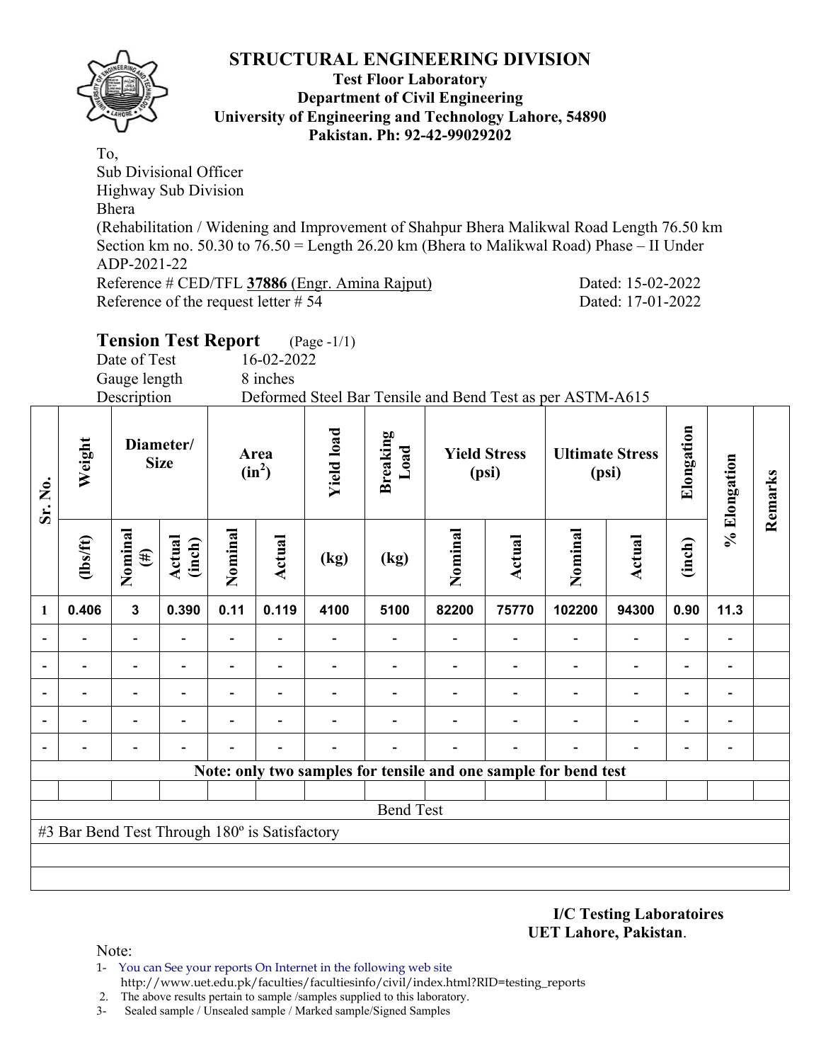# STRUCTURAL ENGINEERING DIVISION

**Test Floor Laboratory**
**Department of Civil Engineering**
**University of Engineering and Technology Lahore, 54890**
**Pakistan. Ph: 92-42-99029202**

To,
Sub Divisional Officer
Highway Sub Division
Bhera
(Rehabilitation / Widening and Improvement of Shahpur Bhera Malikwal Road Length 76.50 km Section km no. 50.30 to 76.50 = Length 26.20 km (Bhera to Malikwal Road) Phase – II Under ADP-2021-22
Reference # CED/TFL **37886** (Engr. Amina Rajput) Dated: 15-02-2022
Reference of the request letter # 54 Dated: 17-01-2022

## Tension Test Report (Page -1/1)

Date of Test 16-02-2022
Gauge length 8 inches
Description Deformed Steel Bar Tensile and Bend Test as per ASTM-A615

| Sr. No. | Weight | Diameter/ Size | | Area ($in^2$) | | Yield load | Breaking Load | Yield Stress (psi) | | Ultimate Stress (psi) | | Elongation | % Elongation | Remarks |
|---|---|---|---|---|---|---|---|---|---|---|---|---|---|---|
| | (lbs/ft) | Nominal (#) | Actual (inch) | Nominal | Actual | (kg) | (kg) | Nominal | Actual | Nominal | Actual | (inch) | | |
| 1 | 0.406 | 3 | 0.390 | 0.11 | 0.119 | 4100 | 5100 | 82200 | 75770 | 102200 | 94300 | 0.90 | 11.3 | |
| - | - | - | - | - | - | - | - | - | - | - | - | - | - | |
| - | - | - | - | - | - | - | - | - | - | - | - | - | - | |
| - | - | - | - | - | - | - | - | - | - | - | - | - | - | |
| - | - | - | - | - | - | - | - | - | - | - | - | - | - | |
| - | - | - | - | - | - | - | - | - | - | - | - | - | - | |

**Note: only two samples for tensile and one sample for bend test**

Bend Test

#3 Bar Bend Test Through 180º is Satisfactory

**I/C Testing Laboratoires**
**UET Lahore, Pakistan**.

Note:
1- You can See your reports On Internet in the following web site
http://www.uet.edu.pk/faculties/facultiesinfo/civil/index.html?RID=testing_reports
2. The above results pertain to sample /samples supplied to this laboratory.
3- Sealed sample / Unsealed sample / Marked sample/Signed Samples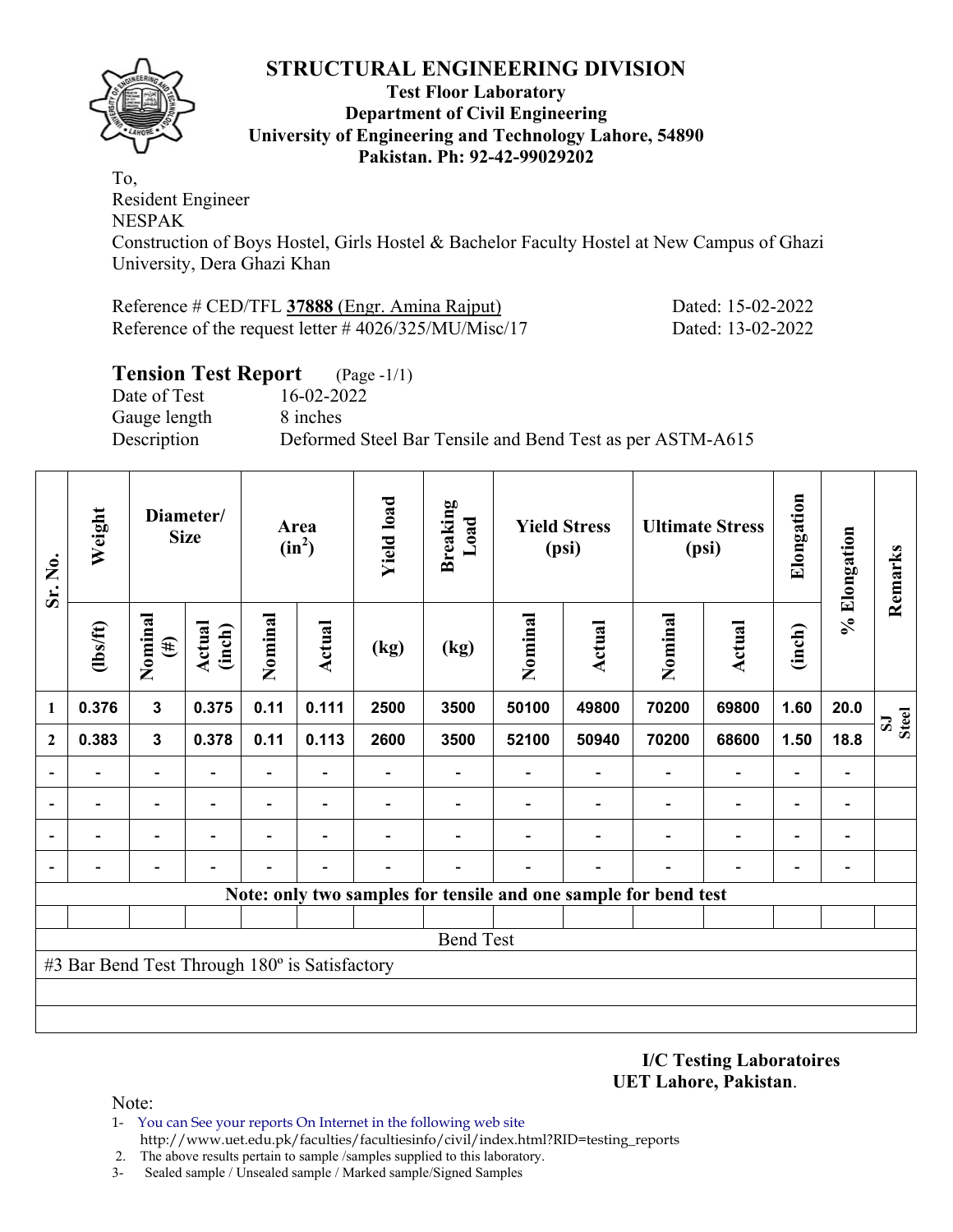# STRUCTURAL ENGINEERING DIVISION

**Test Floor Laboratory**
**Department of Civil Engineering**
**University of Engineering and Technology Lahore, 54890**
**Pakistan. Ph: 92-42-99029202**

To,
Resident Engineer
NESPAK
Construction of Boys Hostel, Girls Hostel & Bachelor Faculty Hostel at New Campus of Ghazi University, Dera Ghazi Khan

Reference # CED/TFL **37888** (Engr. Amina Rajput) Dated: 15-02-2022
Reference of the request letter # 4026/325/MU/Misc/17 Dated: 13-02-2022

## Tension Test Report (Page -1/1)

Date of Test 16-02-2022
Gauge length 8 inches
Description Deformed Steel Bar Tensile and Bend Test as per ASTM-A615

| Sr. No. | Weight | Diameter/ Size | | Area ($in^2$) | | Yield load | Breaking Load | Yield Stress (psi) | | Ultimate Stress (psi) | | Elongation | % Elongation | Remarks |
|---|---|---|---|---|---|---|---|---|---|---|---|---|---|---|
| | (lbs/ft) | Nominal (#) | Actual (inch) | Nominal | Actual | (kg) | (kg) | Nominal | Actual | Nominal | Actual | (inch) | | |
| 1 | 0.376 | 3 | 0.375 | 0.11 | 0.111 | 2500 | 3500 | 50100 | 49800 | 70200 | 69800 | 1.60 | 20.0 | SJ Steel |
| 2 | 0.383 | 3 | 0.378 | 0.11 | 0.113 | 2600 | 3500 | 52100 | 50940 | 70200 | 68600 | 1.50 | 18.8 | |
| - | - | - | - | - | - | - | - | - | - | - | - | - | - | |
| - | - | - | - | - | - | - | - | - | - | - | - | - | - | |
| - | - | - | - | - | - | - | - | - | - | - | - | - | - | |
| - | - | - | - | - | - | - | - | - | - | - | - | - | - | |

**Note: only two samples for tensile and one sample for bend test**

Bend Test

#3 Bar Bend Test Through 180º is Satisfactory

**I/C Testing Laboratoires**
**UET Lahore, Pakistan**.

Note:
1- You can See your reports On Internet in the following web site
http://www.uet.edu.pk/faculties/facultiesinfo/civil/index.html?RID=testing_reports
2. The above results pertain to sample /samples supplied to this laboratory.
3- Sealed sample / Unsealed sample / Marked sample/Signed Samples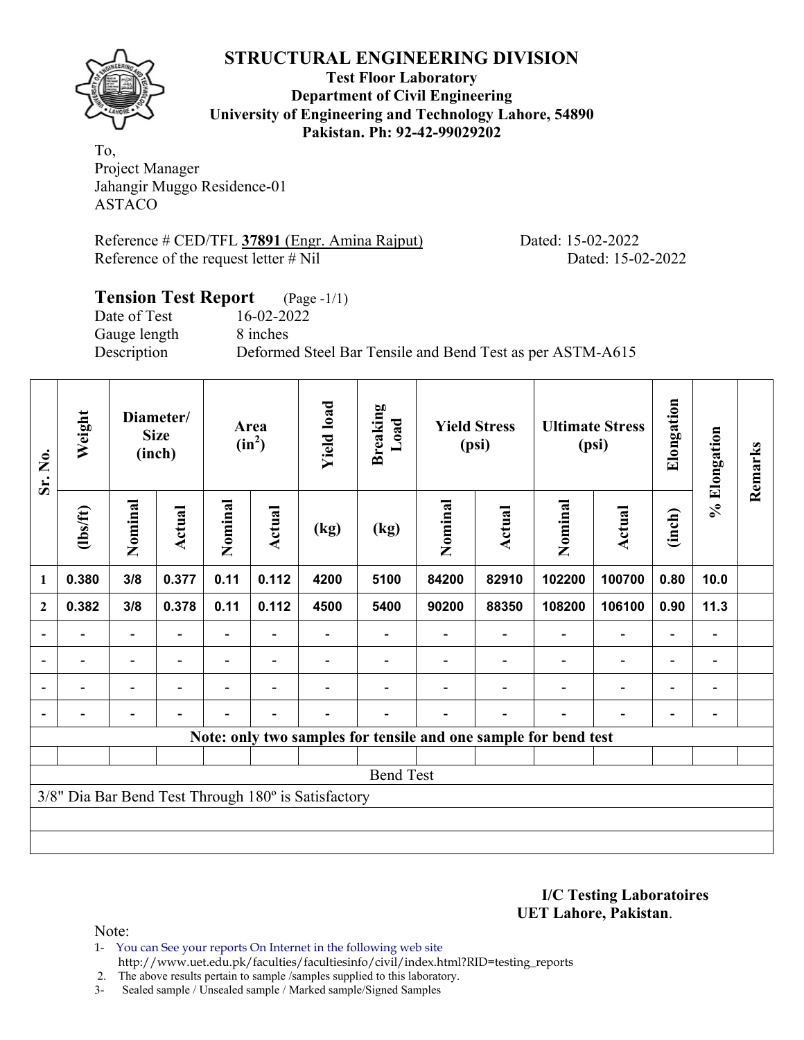# STRUCTURAL ENGINEERING DIVISION

**Test Floor Laboratory**
**Department of Civil Engineering**
**University of Engineering and Technology Lahore, 54890**
**Pakistan. Ph: 92-42-99029202**

To,
Project Manager
Jahangir Muggo Residence-01
ASTACO

Reference # CED/TFL **37891** (Engr. Amina Rajput) Dated: 15-02-2022
Reference of the request letter # Nil Dated: 15-02-2022

## Tension Test Report (Page -1/1)

Date of Test 16-02-2022
Gauge length 8 inches
Description Deformed Steel Bar Tensile and Bend Test as per ASTM-A615

| Sr. No. | Weight | Diameter/ Size (inch) | | Area ($in^2$) | | Yield load | Breaking Load | Yield Stress (psi) | | Ultimate Stress (psi) | | Elongation | % Elongation | Remarks |
|---|---|---|---|---|---|---|---|---|---|---|---|---|---|---|
| | (lbs/ft) | Nominal | Actual | Nominal | Actual | (kg) | (kg) | Nominal | Actual | Nominal | Actual | (inch) | | |
| 1 | 0.380 | 3/8 | 0.377 | 0.11 | 0.112 | 4200 | 5100 | 84200 | 82910 | 102200 | 100700 | 0.80 | 10.0 | |
| 2 | 0.382 | 3/8 | 0.378 | 0.11 | 0.112 | 4500 | 5400 | 90200 | 88350 | 108200 | 106100 | 0.90 | 11.3 | |
| - | - | - | - | - | - | - | - | - | - | - | - | - | - | |
| - | - | - | - | - | - | - | - | - | - | - | - | - | - | |
| - | - | - | - | - | - | - | - | - | - | - | - | - | - | |
| - | - | - | - | - | - | - | - | - | - | - | - | - | - | |
| Note: only two samples for tensile and one sample for bend test | | | | | | | | | | | | | | |
| | | | | | | | | | | | | | | |
| Bend Test | | | | | | | | | | | | | | |
| 3/8" Dia Bar Bend Test Through 180º is Satisfactory | | | | | | | | | | | | | | |

**I/C Testing Laboratoires**
**UET Lahore, Pakistan**.

Note:
1- You can See your reports On Internet in the following web site
http://www.uet.edu.pk/faculties/facultiesinfo/civil/index.html?RID=testing_reports
2. The above results pertain to sample /samples supplied to this laboratory.
3- Sealed sample / Unsealed sample / Marked sample/Signed Samples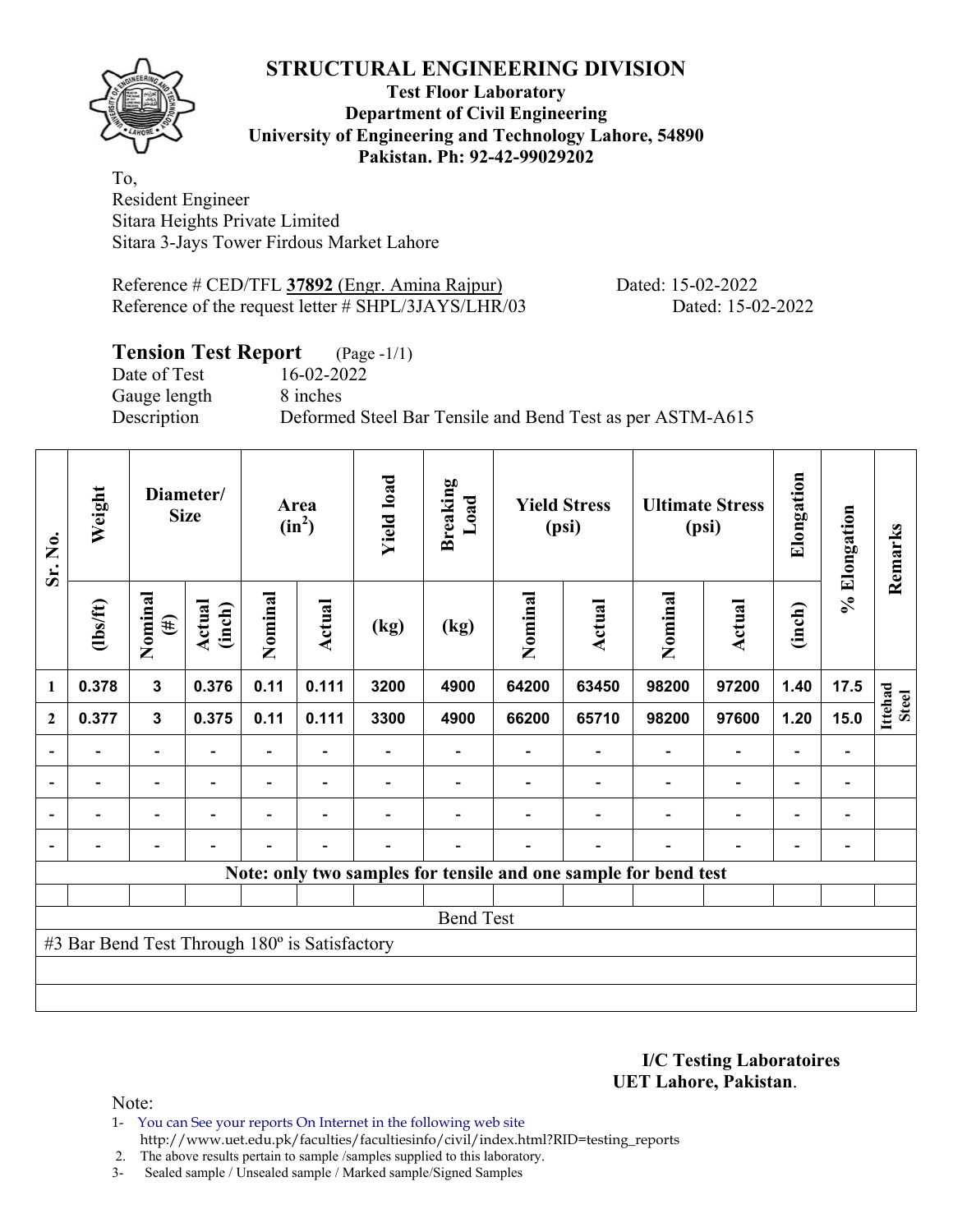# STRUCTURAL ENGINEERING DIVISION

**Test Floor Laboratory**
**Department of Civil Engineering**
**University of Engineering and Technology Lahore, 54890**
**Pakistan. Ph: 92-42-99029202**

To,
Resident Engineer
Sitara Heights Private Limited
Sitara 3-Jays Tower Firdous Market Lahore

Reference # CED/TFL **37892** (Engr. Amina Rajpur) Dated: 15-02-2022
Reference of the request letter # SHPL/3JAYS/LHR/03 Dated: 15-02-2022

## Tension Test Report (Page -1/1)

Date of Test 16-02-2022
Gauge length 8 inches
Description Deformed Steel Bar Tensile and Bend Test as per ASTM-A615

| Sr. No. | Weight | Diameter/ Size | | Area ($in^2$) | | Yield load | Breaking Load | Yield Stress (psi) | | Ultimate Stress (psi) | | Elongation | % Elongation | Remarks |
|---|---|---|---|---|---|---|---|---|---|---|---|---|---|---|
| | (lbs/ft) | Nominal (#) | Actual (inch) | Nominal | Actual | (kg) | (kg) | Nominal | Actual | Nominal | Actual | (inch) | | |
| 1 | 0.378 | 3 | 0.376 | 0.11 | 0.111 | 3200 | 4900 | 64200 | 63450 | 98200 | 97200 | 1.40 | 17.5 | Ittehad Steel |
| 2 | 0.377 | 3 | 0.375 | 0.11 | 0.111 | 3300 | 4900 | 66200 | 65710 | 98200 | 97600 | 1.20 | 15.0 | |
| - | - | - | - | - | - | - | - | - | - | - | - | - | - | |
| - | - | - | - | - | - | - | - | - | - | - | - | - | - | |
| - | - | - | - | - | - | - | - | - | - | - | - | - | - | |
| - | - | - | - | - | - | - | - | - | - | - | - | - | - | |
| Note: only two samples for tensile and one sample for bend test | | | | | | | | | | | | | | |
| Bend Test | | | | | | | | | | | | | | |
| #3 Bar Bend Test Through 180º is Satisfactory | | | | | | | | | | | | | | |

**I/C Testing Laboratoires**
**UET Lahore, Pakistan**.

Note:
1- You can See your reports On Internet in the following web site
http://www.uet.edu.pk/faculties/facultiesinfo/civil/index.html?RID=testing_reports
2. The above results pertain to sample /samples supplied to this laboratory.
3- Sealed sample / Unsealed sample / Marked sample/Signed Samples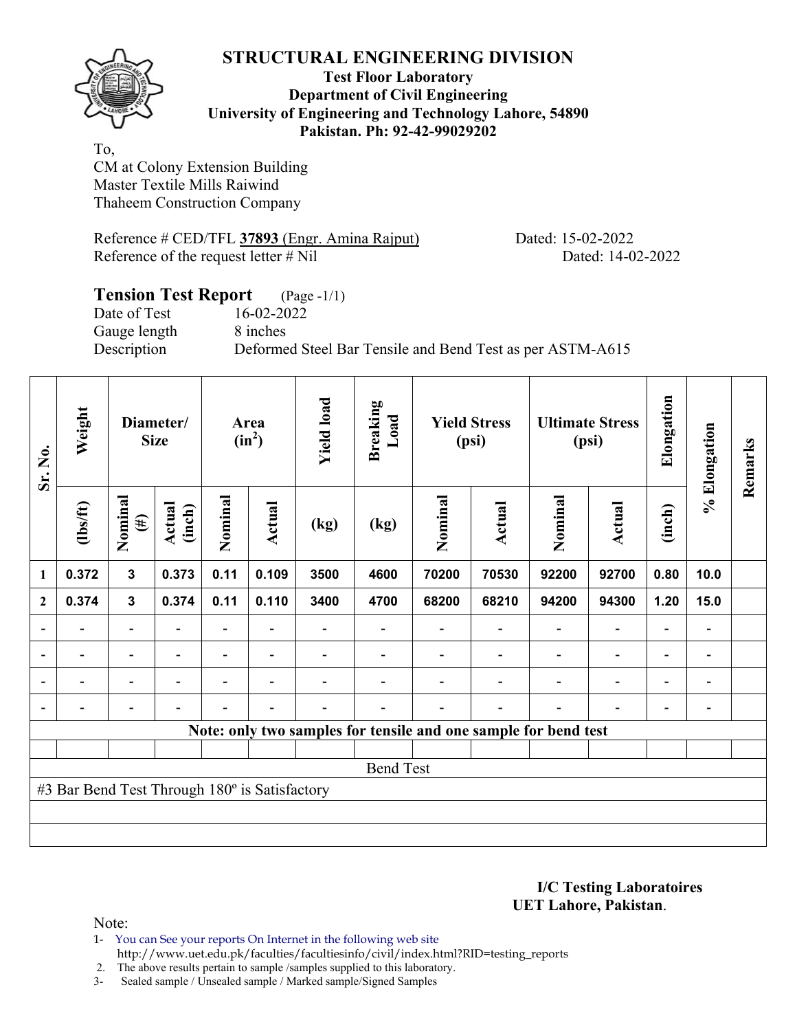# STRUCTURAL ENGINEERING DIVISION

**Test Floor Laboratory**
**Department of Civil Engineering**
**University of Engineering and Technology Lahore, 54890**
**Pakistan. Ph: 92-42-99029202**

To,
CM at Colony Extension Building
Master Textile Mills Raiwind
Thaheem Construction Company

Reference # CED/TFL **37893** (Engr. Amina Rajput) Dated: 15-02-2022
Reference of the request letter # Nil Dated: 14-02-2022

## Tension Test Report (Page -1/1)

Date of Test 16-02-2022
Gauge length 8 inches
Description Deformed Steel Bar Tensile and Bend Test as per ASTM-A615

| Sr. No. | Weight | Diameter/ Size | | Area ($in^2$) | | Yield load | Breaking Load | Yield Stress (psi) | | Ultimate Stress (psi) | | Elongation | % Elongation | Remarks |
|---|---|---|---|---|---|---|---|---|---|---|---|---|---|---|
| | (lbs/ft) | Nominal (#) | Actual (inch) | Nominal | Actual | (kg) | (kg) | Nominal | Actual | Nominal | Actual | (inch) | | |
| 1 | 0.372 | 3 | 0.373 | 0.11 | 0.109 | 3500 | 4600 | 70200 | 70530 | 92200 | 92700 | 0.80 | 10.0 | |
| 2 | 0.374 | 3 | 0.374 | 0.11 | 0.110 | 3400 | 4700 | 68200 | 68210 | 94200 | 94300 | 1.20 | 15.0 | |
| - | - | - | - | - | - | - | - | - | - | - | - | - | - | |
| - | - | - | - | - | - | - | - | - | - | - | - | - | - | |
| - | - | - | - | - | - | - | - | - | - | - | - | - | - | |
| - | - | - | - | - | - | - | - | - | - | - | - | - | - | |

**Note: only two samples for tensile and one sample for bend test**

Bend Test

#3 Bar Bend Test Through 180º is Satisfactory

**I/C Testing Laboratoires**
**UET Lahore, Pakistan**.

Note:
1- You can See your reports On Internet in the following web site
http://www.uet.edu.pk/faculties/facultiesinfo/civil/index.html?RID=testing_reports
2. The above results pertain to sample /samples supplied to this laboratory.
3- Sealed sample / Unsealed sample / Marked sample/Signed Samples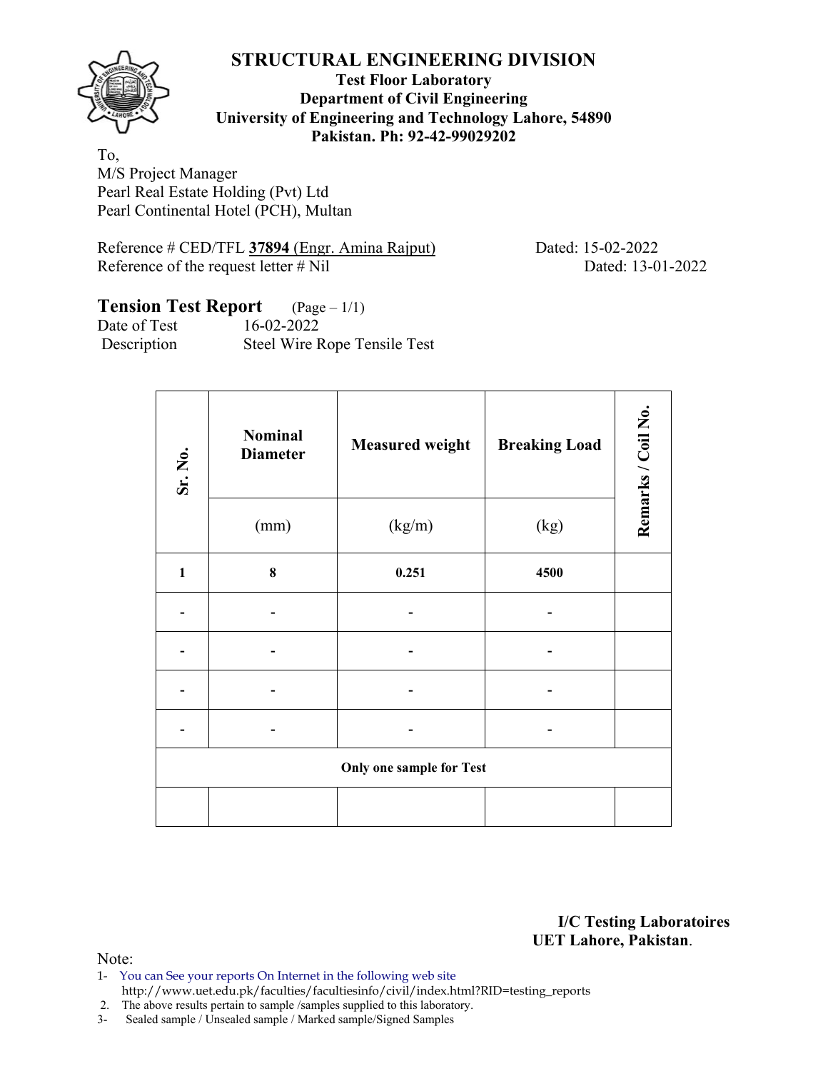# STRUCTURAL ENGINEERING DIVISION

**Test Floor Laboratory**
**Department of Civil Engineering**
**University of Engineering and Technology Lahore, 54890**
**Pakistan. Ph: 92-42-99029202**

To,
M/S Project Manager
Pearl Real Estate Holding (Pvt) Ltd
Pearl Continental Hotel (PCH), Multan

Reference # CED/TFL **37894** (Engr. Amina Rajput) Dated: 15-02-2022
Reference of the request letter # Nil Dated: 13-01-2022

## Tension Test Report (Page – 1/1)

Date of Test 16-02-2022
Description Steel Wire Rope Tensile Test

| Sr. No. | Nominal Diameter | Measured weight | Breaking Load | Remarks / Coil No. |
|---|---|---|---|---|
| | (mm) | (kg/m) | (kg) | |
| **1** | **8** | **0.251** | **4500** | |
| - | - | - | - | |
| - | - | - | - | |
| - | - | - | - | |
| - | - | - | - | |
| **Only one sample for Test** | | | | |
| | | | | |

**I/C Testing Laboratoires**
**UET Lahore, Pakistan**.

Note:
1- You can See your reports On Internet in the following web site
http://www.uet.edu.pk/faculties/facultiesinfo/civil/index.html?RID=testing_reports
2. The above results pertain to sample /samples supplied to this laboratory.
3- Sealed sample / Unsealed sample / Marked sample/Signed Samples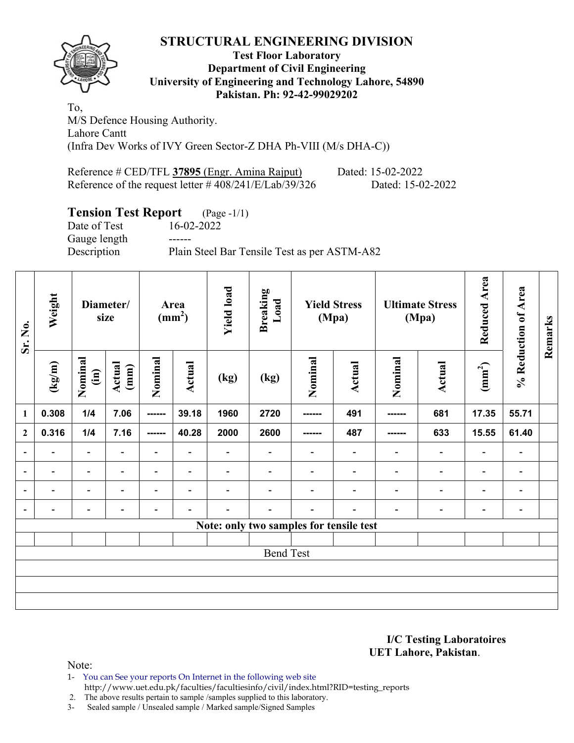# STRUCTURAL ENGINEERING DIVISION

**Test Floor Laboratory**
**Department of Civil Engineering**
**University of Engineering and Technology Lahore, 54890**
**Pakistan. Ph: 92-42-99029202**

To,
M/S Defence Housing Authority.
Lahore Cantt
(Infra Dev Works of IVY Green Sector-Z DHA Ph-VIII (M/s DHA-C))

Reference # CED/TFL **37895** (Engr. Amina Rajput) Dated: 15-02-2022
Reference of the request letter # 408/241/E/Lab/39/326 Dated: 15-02-2022

**Tension Test Report** (Page -1/1)
Date of Test 16-02-2022
Gauge length ------
Description Plain Steel Bar Tensile Test as per ASTM-A82

| Sr. No. | Weight | Diameter/ size | | Area ($mm^2$) | | Yield load | Breaking Load | Yield Stress (Mpa) | | Ultimate Stress (Mpa) | | Reduced Area | % Reduction of Area | Remarks |
|---|---|---|---|---|---|---|---|---|---|---|---|---|---|---|
| | (kg/m) | Nominal (in) | Actual (mm) | Nominal | Actual | (kg) | (kg) | Nominal | Actual | Nominal | Actual | ($mm^2$) | | |
| 1 | 0.308 | 1/4 | 7.06 | ------ | 39.18 | 1960 | 2720 | ------ | 491 | ------ | 681 | 17.35 | 55.71 | |
| 2 | 0.316 | 1/4 | 7.16 | ------ | 40.28 | 2000 | 2600 | ------ | 487 | ------ | 633 | 15.55 | 61.40 | |
| - | - | - | - | - | - | - | - | - | - | - | - | - | - | |
| - | - | - | - | - | - | - | - | - | - | - | - | - | - | |
| - | - | - | - | - | - | - | - | - | - | - | - | - | - | |
| - | - | - | - | - | - | - | - | - | - | - | - | - | - | |
| Note: only two samples for tensile test | | | | | | | | | | | | | | |
| Bend Test | | | | | | | | | | | | | | |

**I/C Testing Laboratoires**
**UET Lahore, Pakistan**.

Note:
1- You can See your reports On Internet in the following web site
http://www.uet.edu.pk/faculties/facultiesinfo/civil/index.html?RID=testing_reports
2. The above results pertain to sample /samples supplied to this laboratory.
3- Sealed sample / Unsealed sample / Marked sample/Signed Samples